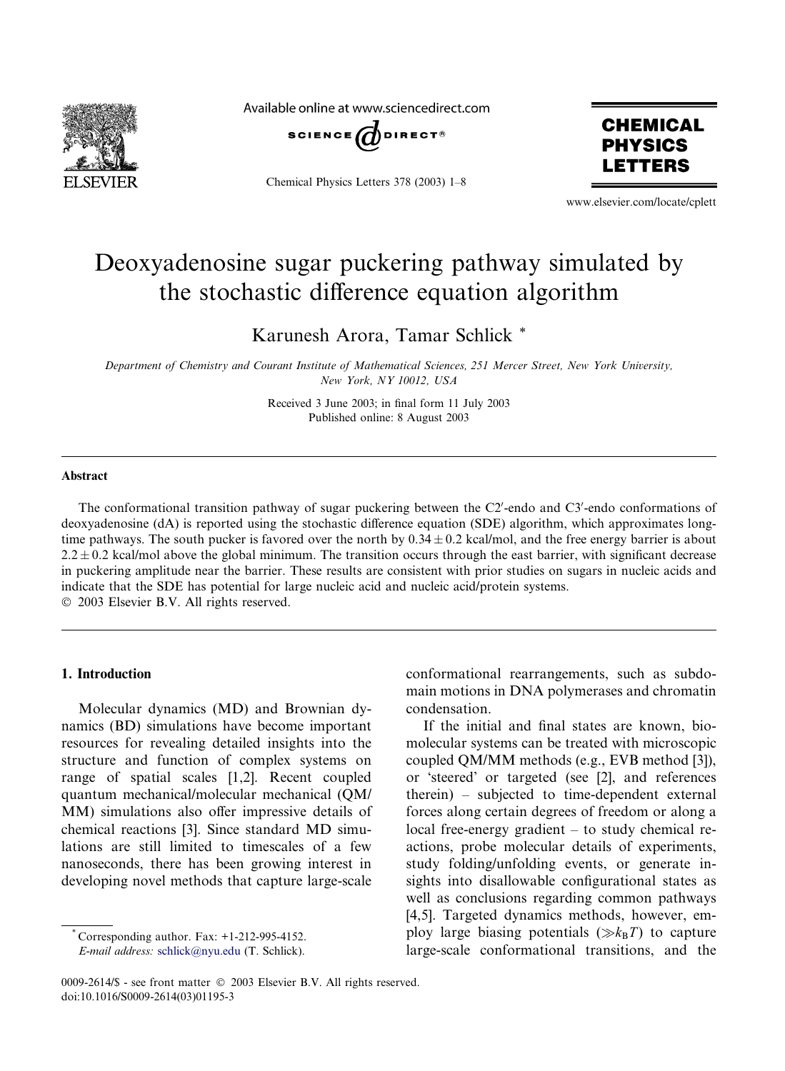# Deoxyadenosine sugar puckering pathway simulated by the stochastic difference equation algorithm

Karunesh Arora, Tamar Schlick *

*Department of Chemistry and Courant Institute of Mathematical Sciences, 251 Mercer Street, New York University, New York, NY 10012, USA*

Received 3 June 2003; in final form 11 July 2003
Published online: 8 August 2003

## Abstract

The conformational transition pathway of sugar puckering between the C2′-endo and C3′-endo conformations of deoxyadenosine (dA) is reported using the stochastic difference equation (SDE) algorithm, which approximates long-time pathways. The south pucker is favored over the north by $0.34 \pm 0.2$ kcal/mol, and the free energy barrier is about $2.2 \pm 0.2$ kcal/mol above the global minimum. The transition occurs through the east barrier, with significant decrease in puckering amplitude near the barrier. These results are consistent with prior studies on sugars in nucleic acids and indicate that the SDE has potential for large nucleic acid and nucleic acid/protein systems.
© 2003 Elsevier B.V. All rights reserved.

## 1. Introduction

Molecular dynamics (MD) and Brownian dynamics (BD) simulations have become important resources for revealing detailed insights into the structure and function of complex systems on range of spatial scales [1,2]. Recent coupled quantum mechanical/molecular mechanical (QM/MM) simulations also offer impressive details of chemical reactions [3]. Since standard MD simulations are still limited to timescales of a few nanoseconds, there has been growing interest in developing novel methods that capture large-scale conformational rearrangements, such as subdomain motions in DNA polymerases and chromatin condensation.

If the initial and final states are known, biomolecular systems can be treated with microscopic coupled QM/MM methods (e.g., EVB method [3]), or 'steered' or targeted (see [2], and references therein) – subjected to time-dependent external forces along certain degrees of freedom or along a local free-energy gradient – to study chemical reactions, probe molecular details of experiments, study folding/unfolding events, or generate insights into disallowable configurational states as well as conclusions regarding common pathways [4,5]. Targeted dynamics methods, however, employ large biasing potentials ($\gg k_BT$) to capture large-scale conformational transitions, and the

* Corresponding author. Fax: +1-212-995-4152.
*E-mail address:* schlick@nyu.edu (T. Schlick).

0009-2614/$ - see front matter © 2003 Elsevier B.V. All rights reserved.
doi:10.1016/S0009-2614(03)01195-3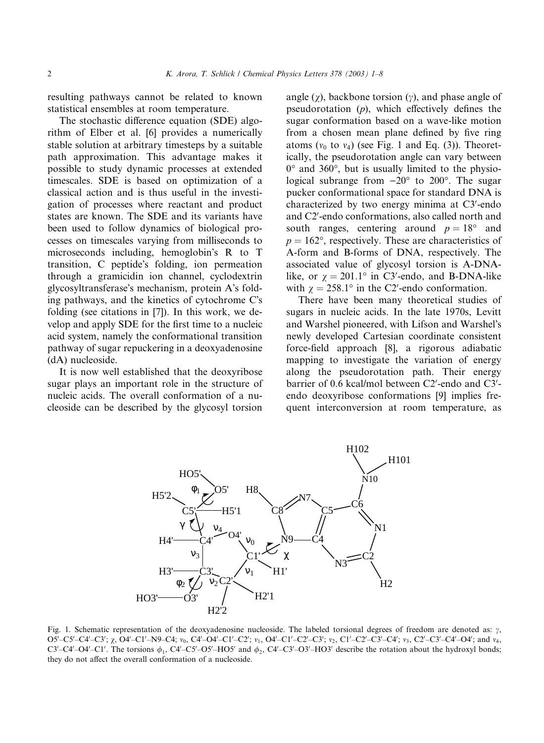resulting pathways cannot be related to known statistical ensembles at room temperature.

The stochastic difference equation (SDE) algorithm of Elber et al. [6] provides a numerically stable solution at arbitrary timesteps by a suitable path approximation. This advantage makes it possible to study dynamic processes at extended timescales. SDE is based on optimization of a classical action and is thus useful in the investigation of processes where reactant and product states are known. The SDE and its variants have been used to follow dynamics of biological processes on timescales varying from milliseconds to microseconds including, hemoglobin's R to T transition, C peptide's folding, ion permeation through a gramicidin ion channel, cyclodextrin glycosyltransferase's mechanism, protein A's folding pathways, and the kinetics of cytochrome C's folding (see citations in [7]). In this work, we develop and apply SDE for the first time to a nucleic acid system, namely the conformational transition pathway of sugar repuckering in a deoxyadenosine (dA) nucleoside.

It is now well established that the deoxyribose sugar plays an important role in the structure of nucleic acids. The overall conformation of a nucleoside can be described by the glycosyl torsion angle ($\chi$), backbone torsion ($\gamma$), and phase angle of pseudorotation ($p$), which effectively defines the sugar conformation based on a wave-like motion from a chosen mean plane defined by five ring atoms ($\nu_0$ to $\nu_4$) (see Fig. 1 and Eq. (3)). Theoretically, the pseudorotation angle can vary between $0°$ and $360°$, but is usually limited to the physiological subrange from $-20°$ to $200°$. The sugar pucker conformational space for standard DNA is characterized by two energy minima at C3′-endo and C2′-endo conformations, also called north and south ranges, centering around $p = 18°$ and $p = 162°$, respectively. These are characteristics of A-form and B-forms of DNA, respectively. The associated value of glycosyl torsion is A-DNA-like, or $\chi = 201.1°$ in C3′-endo, and B-DNA-like with $\chi = 258.1°$ in the C2′-endo conformation.

There have been many theoretical studies of sugars in nucleic acids. In the late 1970s, Levitt and Warshel pioneered, with Lifson and Warshel's newly developed Cartesian coordinate consistent force-field approach [8], a rigorous adiabatic mapping to investigate the variation of energy along the pseudorotation path. Their energy barrier of 0.6 kcal/mol between C2′-endo and C3′-endo deoxyribose conformations [9] implies frequent interconversion at room temperature, as

Fig. 1. Schematic representation of the deoxyadenosine nucleoside. The labeled torsional degrees of freedom are denoted as: $\gamma$, O5′–C5′–C4′–C3′; $\chi$, O4′–C1′–N9–C4; $\nu_0$, C4′–O4′–C1′–C2′; $\nu_1$, O4′–C1′–C2′–C3′; $\nu_2$, C1′–C2′–C3′–C4′; $\nu_3$, C2′–C3′–C4′–O4′; and $\nu_4$, C3′–C4′–O4′–C1′. The torsions $\phi_1$, C4′–C5′–O5′–HO5′ and $\phi_2$, C4′–C3′–O3′–HO3′ describe the rotation about the hydroxyl bonds; they do not affect the overall conformation of a nucleoside.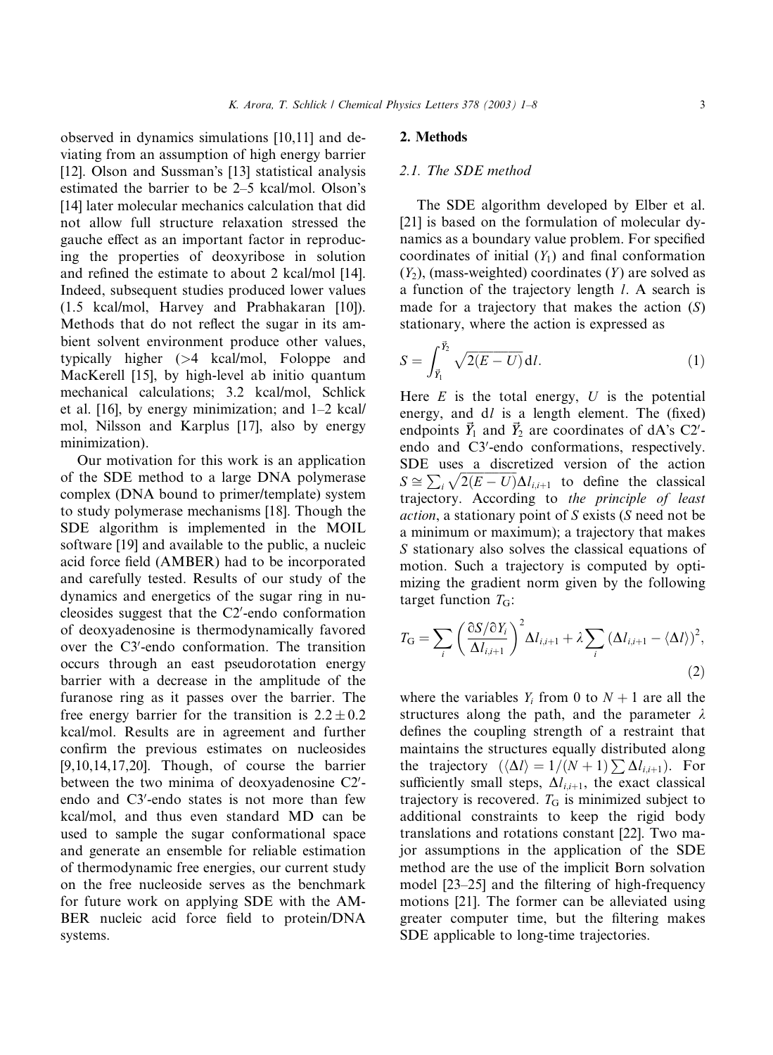observed in dynamics simulations [10,11] and deviating from an assumption of high energy barrier [12]. Olson and Sussman's [13] statistical analysis estimated the barrier to be 2–5 kcal/mol. Olson's [14] later molecular mechanics calculation that did not allow full structure relaxation stressed the gauche effect as an important factor in reproducing the properties of deoxyribose in solution and refined the estimate to about 2 kcal/mol [14]. Indeed, subsequent studies produced lower values (1.5 kcal/mol, Harvey and Prabhakaran [10]). Methods that do not reflect the sugar in its ambient solvent environment produce other values, typically higher (>4 kcal/mol, Foloppe and MacKerell [15], by high-level ab initio quantum mechanical calculations; 3.2 kcal/mol, Schlick et al. [16], by energy minimization; and 1–2 kcal/mol, Nilsson and Karplus [17], also by energy minimization).

Our motivation for this work is an application of the SDE method to a large DNA polymerase complex (DNA bound to primer/template) system to study polymerase mechanisms [18]. Though the SDE algorithm is implemented in the MOIL software [19] and available to the public, a nucleic acid force field (AMBER) had to be incorporated and carefully tested. Results of our study of the dynamics and energetics of the sugar ring in nucleosides suggest that the C2′-endo conformation of deoxyadenosine is thermodynamically favored over the C3′-endo conformation. The transition occurs through an east pseudorotation energy barrier with a decrease in the amplitude of the furanose ring as it passes over the barrier. The free energy barrier for the transition is $2.2 \pm 0.2$ kcal/mol. Results are in agreement and further confirm the previous estimates on nucleosides [9,10,14,17,20]. Though, of course the barrier between the two minima of deoxyadenosine C2′-endo and C3′-endo states is not more than few kcal/mol, and thus even standard MD can be used to sample the sugar conformational space and generate an ensemble for reliable estimation of thermodynamic free energies, our current study on the free nucleoside serves as the benchmark for future work on applying SDE with the AMBER nucleic acid force field to protein/DNA systems.

## 2. Methods

### 2.1. The SDE method

The SDE algorithm developed by Elber et al. [21] is based on the formulation of molecular dynamics as a boundary value problem. For specified coordinates of initial ($Y_1$) and final conformation ($Y_2$), (mass-weighted) coordinates ($Y$) are solved as a function of the trajectory length $l$. A search is made for a trajectory that makes the action ($S$) stationary, where the action is expressed as

$$S = \int_{\vec{Y}_1}^{\vec{Y}_2} \sqrt{2(E - U)}\,\mathrm{d}l. \tag{1}$$

Here $E$ is the total energy, $U$ is the potential energy, and $\mathrm{d}l$ is a length element. The (fixed) endpoints $\vec{Y}_1$ and $\vec{Y}_2$ are coordinates of dA's C2′-endo and C3′-endo conformations, respectively. SDE uses a discretized version of the action $S \cong \sum_i \sqrt{2(E-U)}\Delta l_{i,i+1}$ to define the classical trajectory. According to *the principle of least action*, a stationary point of $S$ exists ($S$ need not be a minimum or maximum); a trajectory that makes $S$ stationary also solves the classical equations of motion. Such a trajectory is computed by optimizing the gradient norm given by the following target function $T_G$:

$$T_G = \sum_i \left( \frac{\partial S / \partial Y_i}{\Delta l_{i,i+1}} \right)^2 \Delta l_{i,i+1} + \lambda \sum_i \left( \Delta l_{i,i+1} - \langle \Delta l \rangle \right)^2, \tag{2}$$

where the variables $Y_i$ from 0 to $N+1$ are all the structures along the path, and the parameter $\lambda$ defines the coupling strength of a restraint that maintains the structures equally distributed along the trajectory ($\langle \Delta l \rangle = 1/(N+1) \sum \Delta l_{i,i+1}$). For sufficiently small steps, $\Delta l_{i,i+1}$, the exact classical trajectory is recovered. $T_G$ is minimized subject to additional constraints to keep the rigid body translations and rotations constant [22]. Two major assumptions in the application of the SDE method are the use of the implicit Born solvation model [23–25] and the filtering of high-frequency motions [21]. The former can be alleviated using greater computer time, but the filtering makes SDE applicable to long-time trajectories.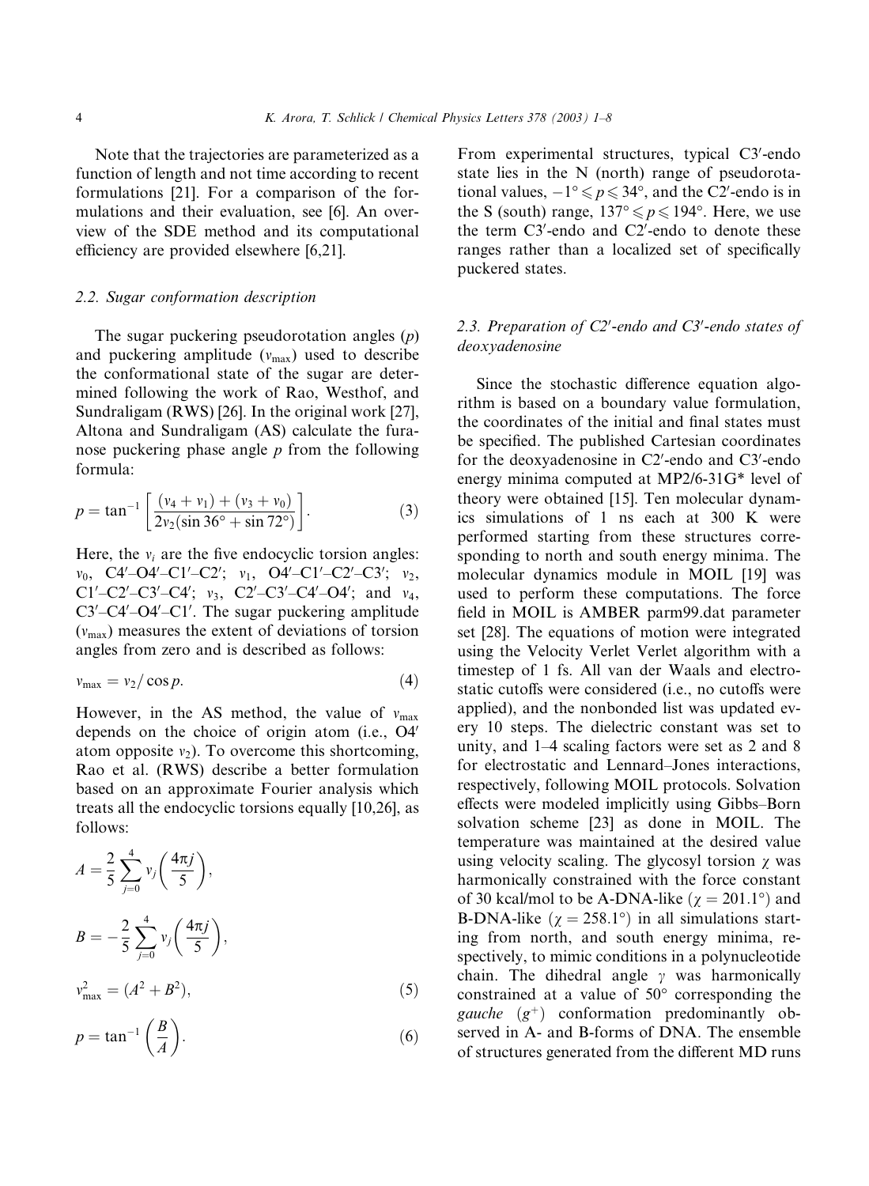Note that the trajectories are parameterized as a function of length and not time according to recent formulations [21]. For a comparison of the formulations and their evaluation, see [6]. An overview of the SDE method and its computational efficiency are provided elsewhere [6,21].

### 2.2. Sugar conformation description

The sugar puckering pseudorotation angles ($p$) and puckering amplitude ($v_{\max}$) used to describe the conformational state of the sugar are determined following the work of Rao, Westhof, and Sundraligam (RWS) [26]. In the original work [27], Altona and Sundraligam (AS) calculate the furanose puckering phase angle $p$ from the following formula:

$$p = \tan^{-1}\left[\frac{(v_4 + v_1) + (v_3 + v_0)}{2v_2(\sin 36^\circ + \sin 72^\circ)}\right]. \tag{3}$$

Here, the $v_i$ are the five endocyclic torsion angles: $v_0$, C4′–O4′–C1′–C2′; $v_1$, O4′–C1′–C2′–C3′; $v_2$, C1′–C2′–C3′–C4′; $v_3$, C2′–C3′–C4′–O4′; and $v_4$, C3′–C4′–O4′–C1′. The sugar puckering amplitude ($v_{\max}$) measures the extent of deviations of torsion angles from zero and is described as follows:

$$v_{\max} = v_2 / \cos p. \tag{4}$$

However, in the AS method, the value of $v_{\max}$ depends on the choice of origin atom (i.e., O4′ atom opposite $v_2$). To overcome this shortcoming, Rao et al. (RWS) describe a better formulation based on an approximate Fourier analysis which treats all the endocyclic torsions equally [10,26], as follows:

$$A = \frac{2}{5}\sum_{j=0}^{4} v_j\left(\frac{4\pi j}{5}\right),$$

$$B = -\frac{2}{5}\sum_{j=0}^{4} v_j\left(\frac{4\pi j}{5}\right),$$

$$v_{\max}^2 = (A^2 + B^2), \tag{5}$$

$$p = \tan^{-1}\left(\frac{B}{A}\right). \tag{6}$$

From experimental structures, typical C3′-endo state lies in the N (north) range of pseudorotational values, $-1^\circ \leqslant p \leqslant 34^\circ$, and the C2′-endo is in the S (south) range, $137^\circ \leqslant p \leqslant 194^\circ$. Here, we use the term C3′-endo and C2′-endo to denote these ranges rather than a localized set of specifically puckered states.

### 2.3. Preparation of C2′-endo and C3′-endo states of deoxyadenosine

Since the stochastic difference equation algorithm is based on a boundary value formulation, the coordinates of the initial and final states must be specified. The published Cartesian coordinates for the deoxyadenosine in C2′-endo and C3′-endo energy minima computed at MP2/6-31G* level of theory were obtained [15]. Ten molecular dynamics simulations of 1 ns each at 300 K were performed starting from these structures corresponding to north and south energy minima. The molecular dynamics module in MOIL [19] was used to perform these computations. The force field in MOIL is AMBER parm99.dat parameter set [28]. The equations of motion were integrated using the Velocity Verlet Verlet algorithm with a timestep of 1 fs. All van der Waals and electrostatic cutoffs were considered (i.e., no cutoffs were applied), and the nonbonded list was updated every 10 steps. The dielectric constant was set to unity, and 1–4 scaling factors were set as 2 and 8 for electrostatic and Lennard–Jones interactions, respectively, following MOIL protocols. Solvation effects were modeled implicitly using Gibbs–Born solvation scheme [23] as done in MOIL. The temperature was maintained at the desired value using velocity scaling. The glycosyl torsion $\chi$ was harmonically constrained with the force constant of 30 kcal/mol to be A-DNA-like ($\chi = 201.1^\circ$) and B-DNA-like ($\chi = 258.1^\circ$) in all simulations starting from north, and south energy minima, respectively, to mimic conditions in a polynucleotide chain. The dihedral angle $\gamma$ was harmonically constrained at a value of 50° corresponding the *gauche* ($g^+$) conformation predominantly observed in A- and B-forms of DNA. The ensemble of structures generated from the different MD runs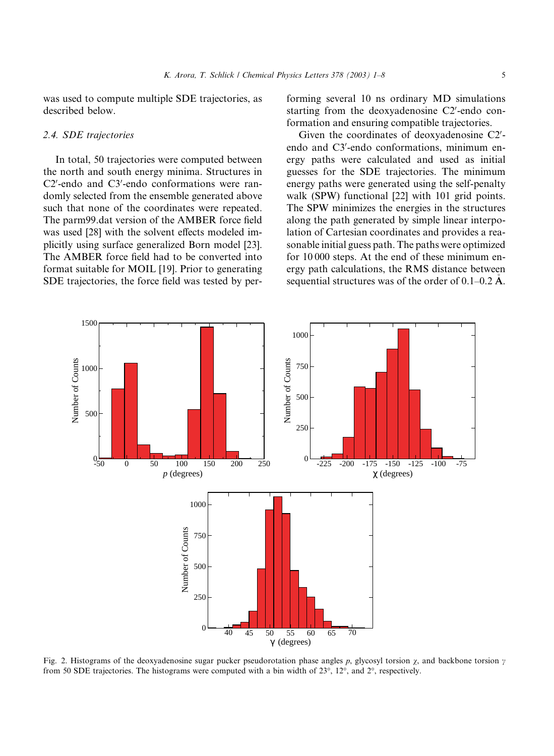was used to compute multiple SDE trajectories, as described below.

### 2.4. SDE trajectories

In total, 50 trajectories were computed between the north and south energy minima. Structures in C2′-endo and C3′-endo conformations were randomly selected from the ensemble generated above such that none of the coordinates were repeated. The parm99.dat version of the AMBER force field was used [28] with the solvent effects modeled implicitly using surface generalized Born model [23]. The AMBER force field had to be converted into format suitable for MOIL [19]. Prior to generating SDE trajectories, the force field was tested by performing several 10 ns ordinary MD simulations starting from the deoxyadenosine C2′-endo conformation and ensuring compatible trajectories.

Given the coordinates of deoxyadenosine C2′-endo and C3′-endo conformations, minimum energy paths were calculated and used as initial guesses for the SDE trajectories. The minimum energy paths were generated using the self-penalty walk (SPW) functional [22] with 101 grid points. The SPW minimizes the energies in the structures along the path generated by simple linear interpolation of Cartesian coordinates and provides a reasonable initial guess path. The paths were optimized for 10 000 steps. At the end of these minimum energy path calculations, the RMS distance between sequential structures was of the order of 0.1–0.2 Å.

Fig. 2. Histograms of the deoxyadenosine sugar pucker pseudorotation phase angles $p$, glycosyl torsion $\chi$, and backbone torsion $\gamma$ from 50 SDE trajectories. The histograms were computed with a bin width of 23°, 12°, and 2°, respectively.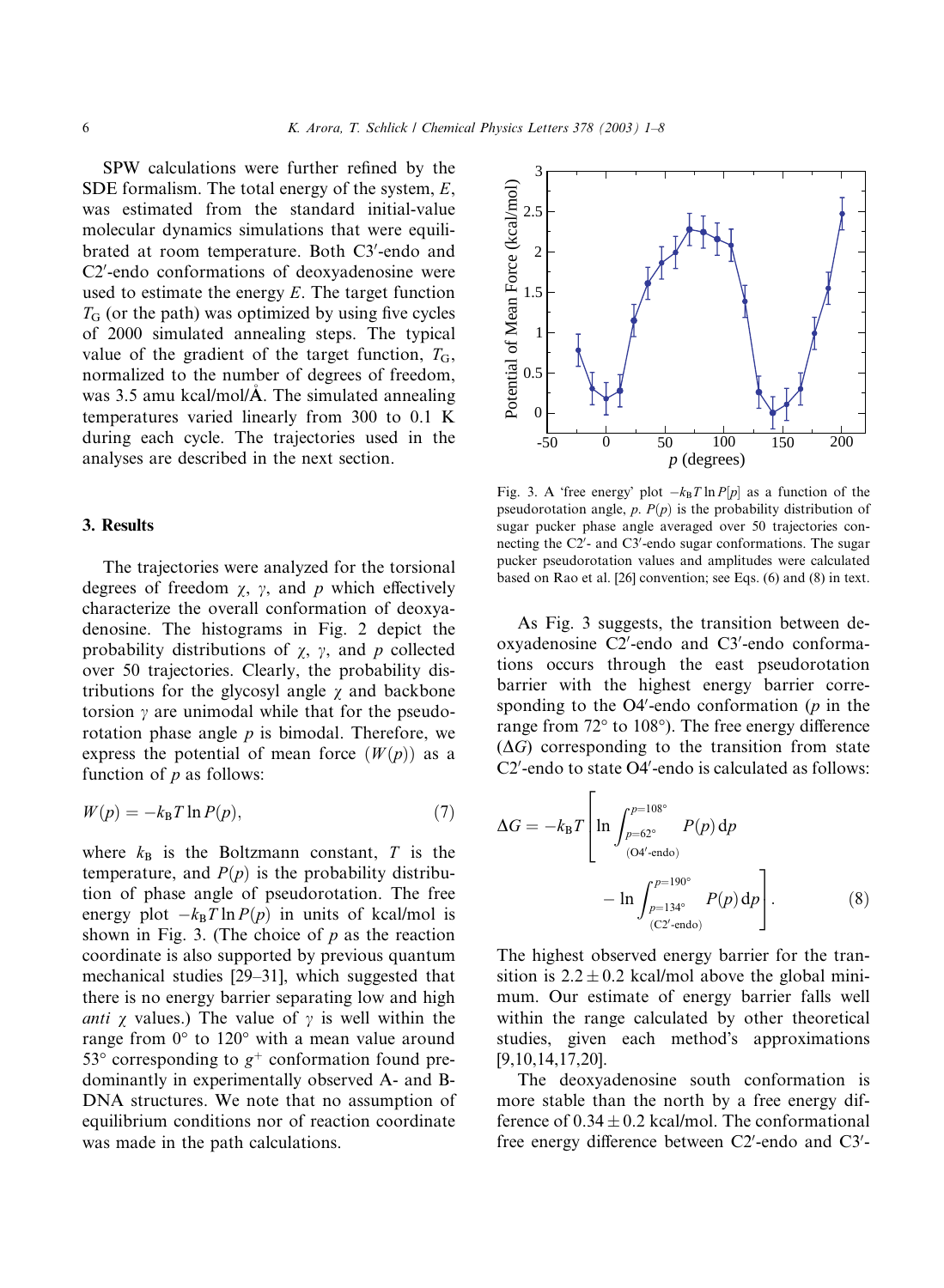SPW calculations were further refined by the SDE formalism. The total energy of the system, $E$, was estimated from the standard initial-value molecular dynamics simulations that were equilibrated at room temperature. Both C3′-endo and C2′-endo conformations of deoxyadenosine were used to estimate the energy $E$. The target function $T_G$ (or the path) was optimized by using five cycles of 2000 simulated annealing steps. The typical value of the gradient of the target function, $T_G$, normalized to the number of degrees of freedom, was 3.5 amu kcal/mol/Å. The simulated annealing temperatures varied linearly from 300 to 0.1 K during each cycle. The trajectories used in the analyses are described in the next section.

## 3. Results

The trajectories were analyzed for the torsional degrees of freedom $\chi$, $\gamma$, and $p$ which effectively characterize the overall conformation of deoxyadenosine. The histograms in Fig. 2 depict the probability distributions of $\chi$, $\gamma$, and $p$ collected over 50 trajectories. Clearly, the probability distributions for the glycosyl angle $\chi$ and backbone torsion $\gamma$ are unimodal while that for the pseudorotation phase angle $p$ is bimodal. Therefore, we express the potential of mean force $(W(p))$ as a function of $p$ as follows:

$$W(p) = -k_B T \ln P(p), \tag{7}$$

where $k_B$ is the Boltzmann constant, $T$ is the temperature, and $P(p)$ is the probability distribution of phase angle of pseudorotation. The free energy plot $-k_B T \ln P(p)$ in units of kcal/mol is shown in Fig. 3. (The choice of $p$ as the reaction coordinate is also supported by previous quantum mechanical studies [29–31], which suggested that there is no energy barrier separating low and high *anti* $\chi$ values.) The value of $\gamma$ is well within the range from 0° to 120° with a mean value around 53° corresponding to $g^+$ conformation found predominantly in experimentally observed A- and B-DNA structures. We note that no assumption of equilibrium conditions nor of reaction coordinate was made in the path calculations.

Fig. 3. A 'free energy' plot $-k_B T \ln P[p]$ as a function of the pseudorotation angle, $p$. $P(p)$ is the probability distribution of sugar pucker phase angle averaged over 50 trajectories connecting the C2′- and C3′-endo sugar conformations. The sugar pucker pseudorotation values and amplitudes were calculated based on Rao et al. [26] convention; see Eqs. (6) and (8) in text.

As Fig. 3 suggests, the transition between deoxyadenosine C2′-endo and C3′-endo conformations occurs through the east pseudorotation barrier with the highest energy barrier corresponding to the O4′-endo conformation ($p$ in the range from 72° to 108°). The free energy difference ($\Delta G$) corresponding to the transition from state C2′-endo to state O4′-endo is calculated as follows:

$$\Delta G = -k_B T \left[ \ln \int_{\substack{p=62^\circ \\ (\text{O4}'\text{-endo})}}^{p=108^\circ} P(p)\,\mathrm{d}p - \ln \int_{\substack{p=134^\circ \\ (\text{C2}'\text{-endo})}}^{p=190^\circ} P(p)\,\mathrm{d}p \right]. \tag{8}$$

The highest observed energy barrier for the transition is $2.2 \pm 0.2$ kcal/mol above the global minimum. Our estimate of energy barrier falls well within the range calculated by other theoretical studies, given each method's approximations [9,10,14,17,20].

The deoxyadenosine south conformation is more stable than the north by a free energy difference of $0.34 \pm 0.2$ kcal/mol. The conformational free energy difference between C2′-endo and C3′-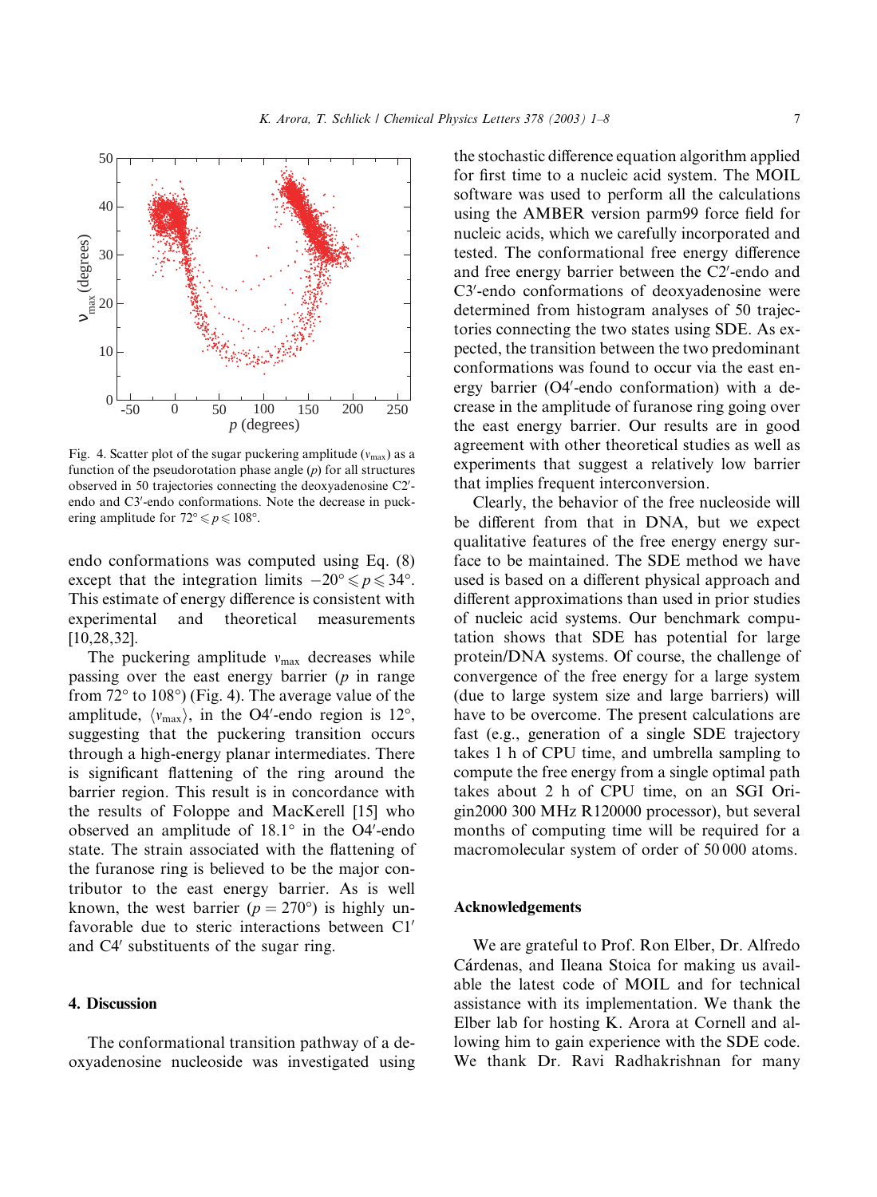Fig. 4. Scatter plot of the sugar puckering amplitude ($\nu_{max}$) as a function of the pseudorotation phase angle ($p$) for all structures observed in 50 trajectories connecting the deoxyadenosine C2′-endo and C3′-endo conformations. Note the decrease in puckering amplitude for $72° \leqslant p \leqslant 108°$.

endo conformations was computed using Eq. (8) except that the integration limits $-20° \leqslant p \leqslant 34°$. This estimate of energy difference is consistent with experimental and theoretical measurements [10,28,32].

The puckering amplitude $\nu_{max}$ decreases while passing over the east energy barrier ($p$ in range from 72° to 108°) (Fig. 4). The average value of the amplitude, $\langle \nu_{max} \rangle$, in the O4′-endo region is 12°, suggesting that the puckering transition occurs through a high-energy planar intermediates. There is significant flattening of the ring around the barrier region. This result is in concordance with the results of Foloppe and MacKerell [15] who observed an amplitude of 18.1° in the O4′-endo state. The strain associated with the flattening of the furanose ring is believed to be the major contributor to the east energy barrier. As is well known, the west barrier ($p = 270°$) is highly unfavorable due to steric interactions between C1′ and C4′ substituents of the sugar ring.

## 4. Discussion

The conformational transition pathway of a deoxyadenosine nucleoside was investigated using the stochastic difference equation algorithm applied for first time to a nucleic acid system. The MOIL software was used to perform all the calculations using the AMBER version parm99 force field for nucleic acids, which we carefully incorporated and tested. The conformational free energy difference and free energy barrier between the C2′-endo and C3′-endo conformations of deoxyadenosine were determined from histogram analyses of 50 trajectories connecting the two states using SDE. As expected, the transition between the two predominant conformations was found to occur via the east energy barrier (O4′-endo conformation) with a decrease in the amplitude of furanose ring going over the east energy barrier. Our results are in good agreement with other theoretical studies as well as experiments that suggest a relatively low barrier that implies frequent interconversion.

Clearly, the behavior of the free nucleoside will be different from that in DNA, but we expect qualitative features of the free energy energy surface to be maintained. The SDE method we have used is based on a different physical approach and different approximations than used in prior studies of nucleic acid systems. Our benchmark computation shows that SDE has potential for large protein/DNA systems. Of course, the challenge of convergence of the free energy for a large system (due to large system size and large barriers) will have to be overcome. The present calculations are fast (e.g., generation of a single SDE trajectory takes 1 h of CPU time, and umbrella sampling to compute the free energy from a single optimal path takes about 2 h of CPU time, on an SGI Origin2000 300 MHz R120000 processor), but several months of computing time will be required for a macromolecular system of order of 50 000 atoms.

## Acknowledgements

We are grateful to Prof. Ron Elber, Dr. Alfredo Cárdenas, and Ileana Stoica for making us available the latest code of MOIL and for technical assistance with its implementation. We thank the Elber lab for hosting K. Arora at Cornell and allowing him to gain experience with the SDE code. We thank Dr. Ravi Radhakrishnan for many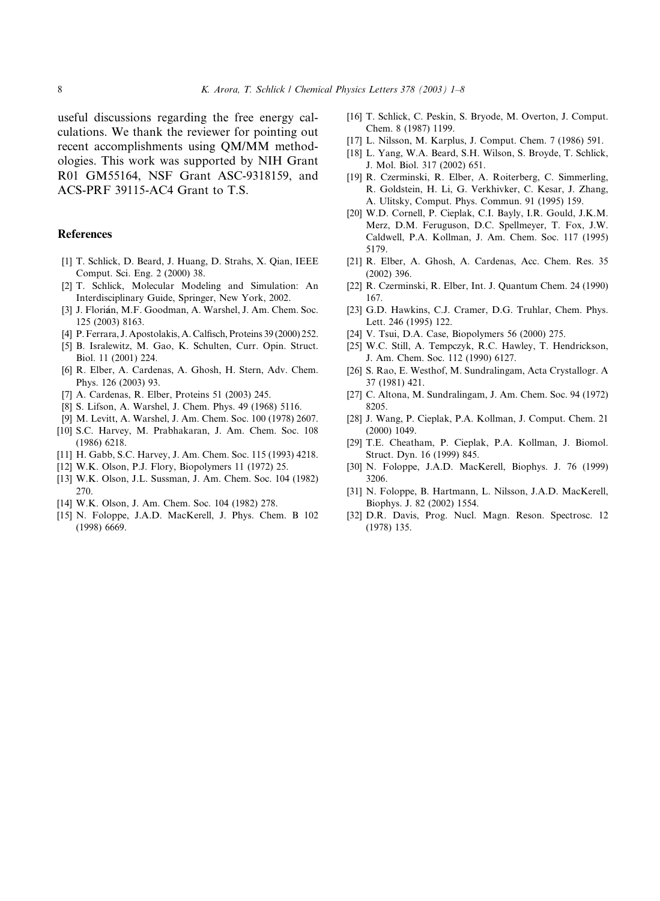useful discussions regarding the free energy calculations. We thank the reviewer for pointing out recent accomplishments using QM/MM methodologies. This work was supported by NIH Grant R01 GM55164, NSF Grant ASC-9318159, and ACS-PRF 39115-AC4 Grant to T.S.

## References

[1] T. Schlick, D. Beard, J. Huang, D. Strahs, X. Qian, IEEE Comput. Sci. Eng. 2 (2000) 38.

[2] T. Schlick, Molecular Modeling and Simulation: An Interdisciplinary Guide, Springer, New York, 2002.

[3] J. Florián, M.F. Goodman, A. Warshel, J. Am. Chem. Soc. 125 (2003) 8163.

[4] P. Ferrara, J. Apostolakis, A. Calfisch, Proteins 39 (2000) 252.

[5] B. Isralewitz, M. Gao, K. Schulten, Curr. Opin. Struct. Biol. 11 (2001) 224.

[6] R. Elber, A. Cardenas, A. Ghosh, H. Stern, Adv. Chem. Phys. 126 (2003) 93.

[7] A. Cardenas, R. Elber, Proteins 51 (2003) 245.

[8] S. Lifson, A. Warshel, J. Chem. Phys. 49 (1968) 5116.

[9] M. Levitt, A. Warshel, J. Am. Chem. Soc. 100 (1978) 2607.

[10] S.C. Harvey, M. Prabhakaran, J. Am. Chem. Soc. 108 (1986) 6218.

[11] H. Gabb, S.C. Harvey, J. Am. Chem. Soc. 115 (1993) 4218.

[12] W.K. Olson, P.J. Flory, Biopolymers 11 (1972) 25.

[13] W.K. Olson, J.L. Sussman, J. Am. Chem. Soc. 104 (1982) 270.

[14] W.K. Olson, J. Am. Chem. Soc. 104 (1982) 278.

[15] N. Foloppe, J.A.D. MacKerell, J. Phys. Chem. B 102 (1998) 6669.

[16] T. Schlick, C. Peskin, S. Bryode, M. Overton, J. Comput. Chem. 8 (1987) 1199.

[17] L. Nilsson, M. Karplus, J. Comput. Chem. 7 (1986) 591.

[18] L. Yang, W.A. Beard, S.H. Wilson, S. Broyde, T. Schlick, J. Mol. Biol. 317 (2002) 651.

[19] R. Czerminski, R. Elber, A. Roiterberg, C. Simmerling, R. Goldstein, H. Li, G. Verkhivker, C. Kesar, J. Zhang, A. Ulitsky, Comput. Phys. Commun. 91 (1995) 159.

[20] W.D. Cornell, P. Cieplak, C.I. Bayly, I.R. Gould, J.K.M. Merz, D.M. Feruguson, D.C. Spellmeyer, T. Fox, J.W. Caldwell, P.A. Kollman, J. Am. Chem. Soc. 117 (1995) 5179.

[21] R. Elber, A. Ghosh, A. Cardenas, Acc. Chem. Res. 35 (2002) 396.

[22] R. Czerminski, R. Elber, Int. J. Quantum Chem. 24 (1990) 167.

[23] G.D. Hawkins, C.J. Cramer, D.G. Truhlar, Chem. Phys. Lett. 246 (1995) 122.

[24] V. Tsui, D.A. Case, Biopolymers 56 (2000) 275.

[25] W.C. Still, A. Tempczyk, R.C. Hawley, T. Hendrickson, J. Am. Chem. Soc. 112 (1990) 6127.

[26] S. Rao, E. Westhof, M. Sundralingam, Acta Crystallogr. A 37 (1981) 421.

[27] C. Altona, M. Sundralingam, J. Am. Chem. Soc. 94 (1972) 8205.

[28] J. Wang, P. Cieplak, P.A. Kollman, J. Comput. Chem. 21 (2000) 1049.

[29] T.E. Cheatham, P. Cieplak, P.A. Kollman, J. Biomol. Struct. Dyn. 16 (1999) 845.

[30] N. Foloppe, J.A.D. MacKerell, Biophys. J. 76 (1999) 3206.

[31] N. Foloppe, B. Hartmann, L. Nilsson, J.A.D. MacKerell, Biophys. J. 82 (2002) 1554.

[32] D.R. Davis, Prog. Nucl. Magn. Reson. Spectrosc. 12 (1978) 135.